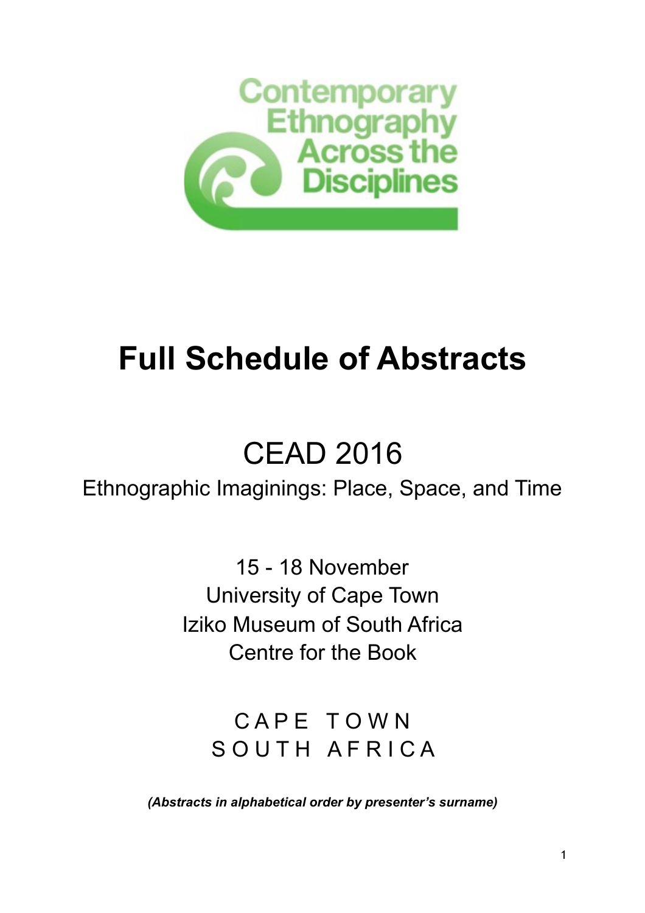Contemporary Ethnography Across the Disciplines

# Full Schedule of Abstracts

## CEAD 2016

Ethnographic Imaginings: Place, Space, and Time

15 - 18 November
University of Cape Town
Iziko Museum of South Africa
Centre for the Book

CAPE TOWN
SOUTH AFRICA

***(Abstracts in alphabetical order by presenter's surname)***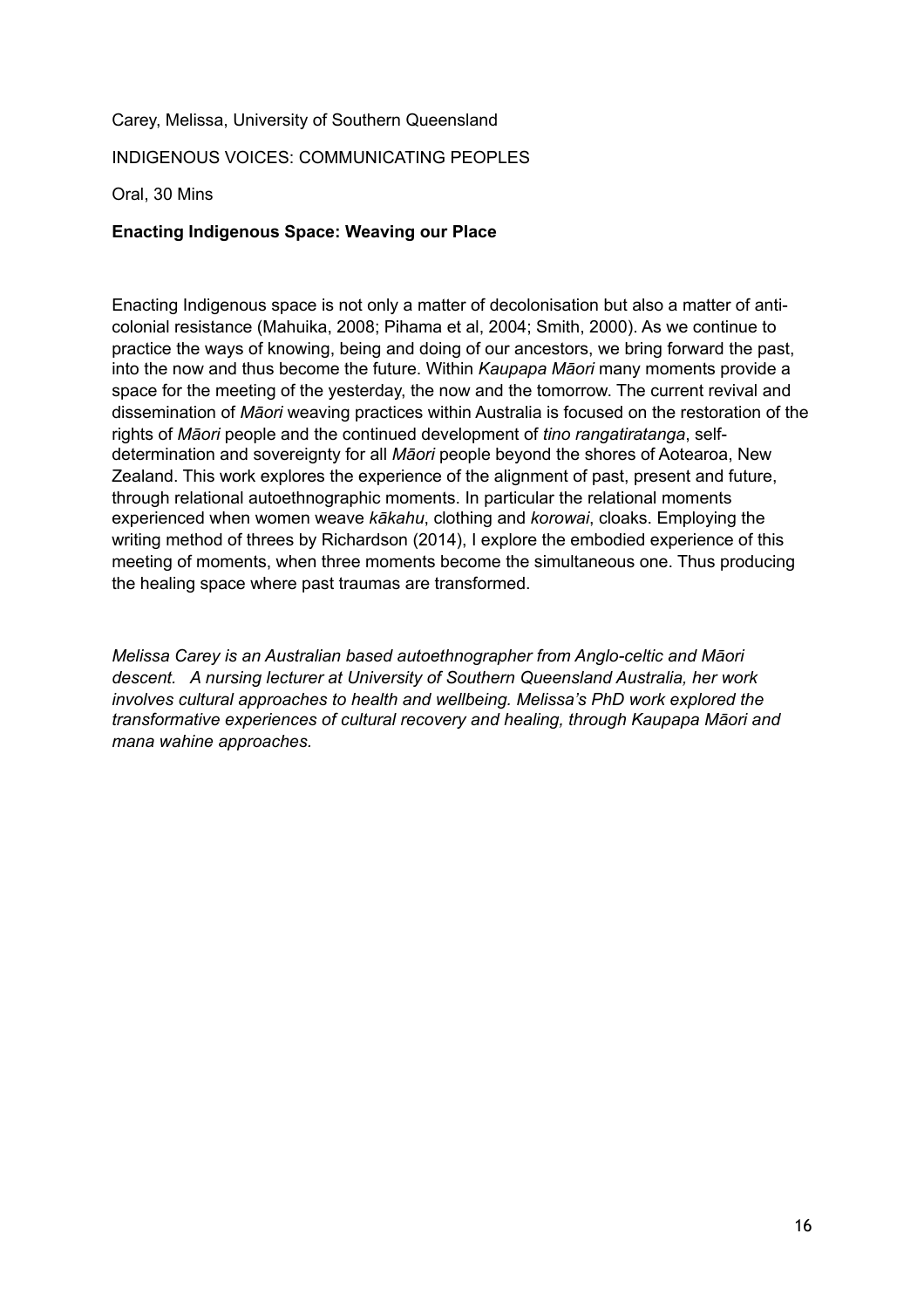Carey, Melissa, University of Southern Queensland

INDIGENOUS VOICES: COMMUNICATING PEOPLES

Oral, 30 Mins

**Enacting Indigenous Space: Weaving our Place**

Enacting Indigenous space is not only a matter of decolonisation but also a matter of anti-colonial resistance (Mahuika, 2008; Pihama et al, 2004; Smith, 2000). As we continue to practice the ways of knowing, being and doing of our ancestors, we bring forward the past, into the now and thus become the future. Within *Kaupapa Māori* many moments provide a space for the meeting of the yesterday, the now and the tomorrow. The current revival and dissemination of *Māori* weaving practices within Australia is focused on the restoration of the rights of *Māori* people and the continued development of *tino rangatiratanga*, self-determination and sovereignty for all *Māori* people beyond the shores of Aotearoa, New Zealand. This work explores the experience of the alignment of past, present and future, through relational autoethnographic moments. In particular the relational moments experienced when women weave *kākahu*, clothing and *korowai*, cloaks. Employing the writing method of threes by Richardson (2014), I explore the embodied experience of this meeting of moments, when three moments become the simultaneous one. Thus producing the healing space where past traumas are transformed.

*Melissa Carey is an Australian based autoethnographer from Anglo-celtic and Māori descent. A nursing lecturer at University of Southern Queensland Australia, her work involves cultural approaches to health and wellbeing. Melissa's PhD work explored the transformative experiences of cultural recovery and healing, through Kaupapa Māori and mana wahine approaches.*